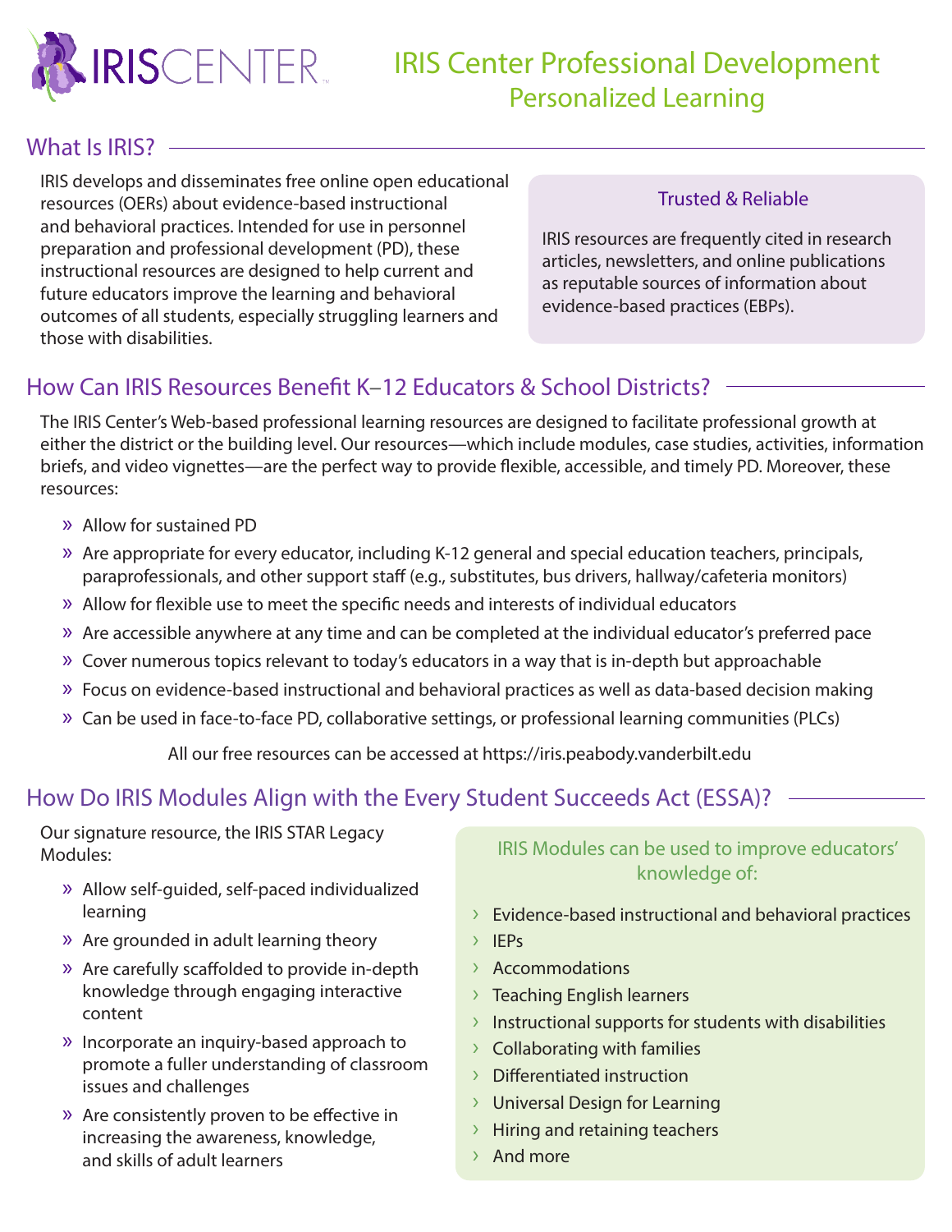# IRIS Center Professional Development

## Personalized Learning

## What Is IRIS?

IRIS develops and disseminates free online open educational resources (OERs) about evidence-based instructional and behavioral practices. Intended for use in personnel preparation and professional development (PD), these instructional resources are designed to help current and future educators improve the learning and behavioral outcomes of all students, especially struggling learners and those with disabilities.

### Trusted & Reliable

IRIS resources are frequently cited in research articles, newsletters, and online publications as reputable sources of information about evidence-based practices (EBPs).

## How Can IRIS Resources Benefit K–12 Educators & School Districts?

The IRIS Center's Web-based professional learning resources are designed to facilitate professional growth at either the district or the building level. Our resources—which include modules, case studies, activities, information briefs, and video vignettes—are the perfect way to provide flexible, accessible, and timely PD. Moreover, these resources:

- Allow for sustained PD
- Are appropriate for every educator, including K-12 general and special education teachers, principals, paraprofessionals, and other support staff (e.g., substitutes, bus drivers, hallway/cafeteria monitors)
- Allow for flexible use to meet the specific needs and interests of individual educators
- Are accessible anywhere at any time and can be completed at the individual educator's preferred pace
- Cover numerous topics relevant to today's educators in a way that is in-depth but approachable
- Focus on evidence-based instructional and behavioral practices as well as data-based decision making
- Can be used in face-to-face PD, collaborative settings, or professional learning communities (PLCs)

All our free resources can be accessed at https://iris.peabody.vanderbilt.edu

## How Do IRIS Modules Align with the Every Student Succeeds Act (ESSA)?

Our signature resource, the IRIS STAR Legacy Modules:

- Allow self-guided, self-paced individualized learning
- Are grounded in adult learning theory
- Are carefully scaffolded to provide in-depth knowledge through engaging interactive content
- Incorporate an inquiry-based approach to promote a fuller understanding of classroom issues and challenges
- Are consistently proven to be effective in increasing the awareness, knowledge, and skills of adult learners

### IRIS Modules can be used to improve educators' knowledge of:

- Evidence-based instructional and behavioral practices
- IEPs
- Accommodations
- Teaching English learners
- Instructional supports for students with disabilities
- Collaborating with families
- Differentiated instruction
- Universal Design for Learning
- Hiring and retaining teachers
- And more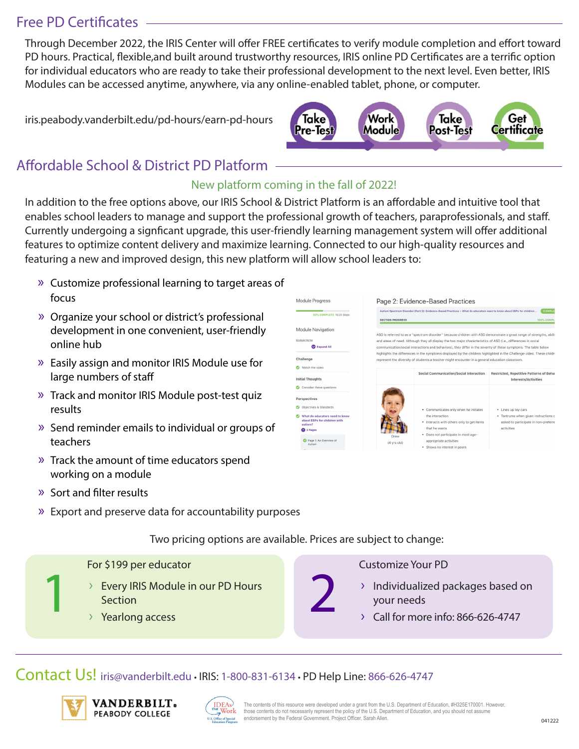## Free PD Certificates

Through December 2022, the IRIS Center will offer FREE certificates to verify module completion and effort toward PD hours. Practical, flexible,and built around trustworthy resources, IRIS online PD Certificates are a terrific option for individual educators who are ready to take their professional development to the next level. Even better, IRIS Modules can be accessed anytime, anywhere, via any online-enabled tablet, phone, or computer.

iris.peabody.vanderbilt.edu/pd-hours/earn-pd-hours

Take Pre-Test → Work Module → Take Post-Test → Get Certificate

## Affordable School & District PD Platform

New platform coming in the fall of 2022!

In addition to the free options above, our IRIS School & District Platform is an affordable and intuitive tool that enables school leaders to manage and support the professional growth of teachers, paraprofessionals, and staff. Currently undergoing a signficant upgrade, this user-friendly learning management system will offer additional features to optimize content delivery and maximize learning. Connected to our high-quality resources and featuring a new and improved design, this new platform will allow school leaders to:

- Customize professional learning to target areas of focus
- Organize your school or district's professional development in one convenient, user-friendly online hub
- Easily assign and monitor IRIS Module use for large numbers of staff
- Track and monitor IRIS Module post-test quiz results
- Send reminder emails to individual or groups of teachers
- Track the amount of time educators spend working on a module
- Sort and filter results
- Export and preserve data for accountability purposes

Two pricing options are available. Prices are subject to change:

**1** For $199 per educator

- Every IRIS Module in our PD Hours Section
- Yearlong access

**2** Customize Your PD

- Individualized packages based on your needs
- Call for more info: 866-626-4747

## Contact Us!

iris@vanderbilt.edu • IRIS: 1-800-831-6134 • PD Help Line: 866-626-4747

VANDERBILT PEABODY COLLEGE

IDEAs that Work — U.S. Office of Special Education Programs

The contents of this resource were developed under a grant from the U.S. Department of Education, #H325E170001. However, those contents do not necessarily represent the policy of the U.S. Department of Education, and you should not assume endorsement by the Federal Government. Project Officer, Sarah Allen.

041222